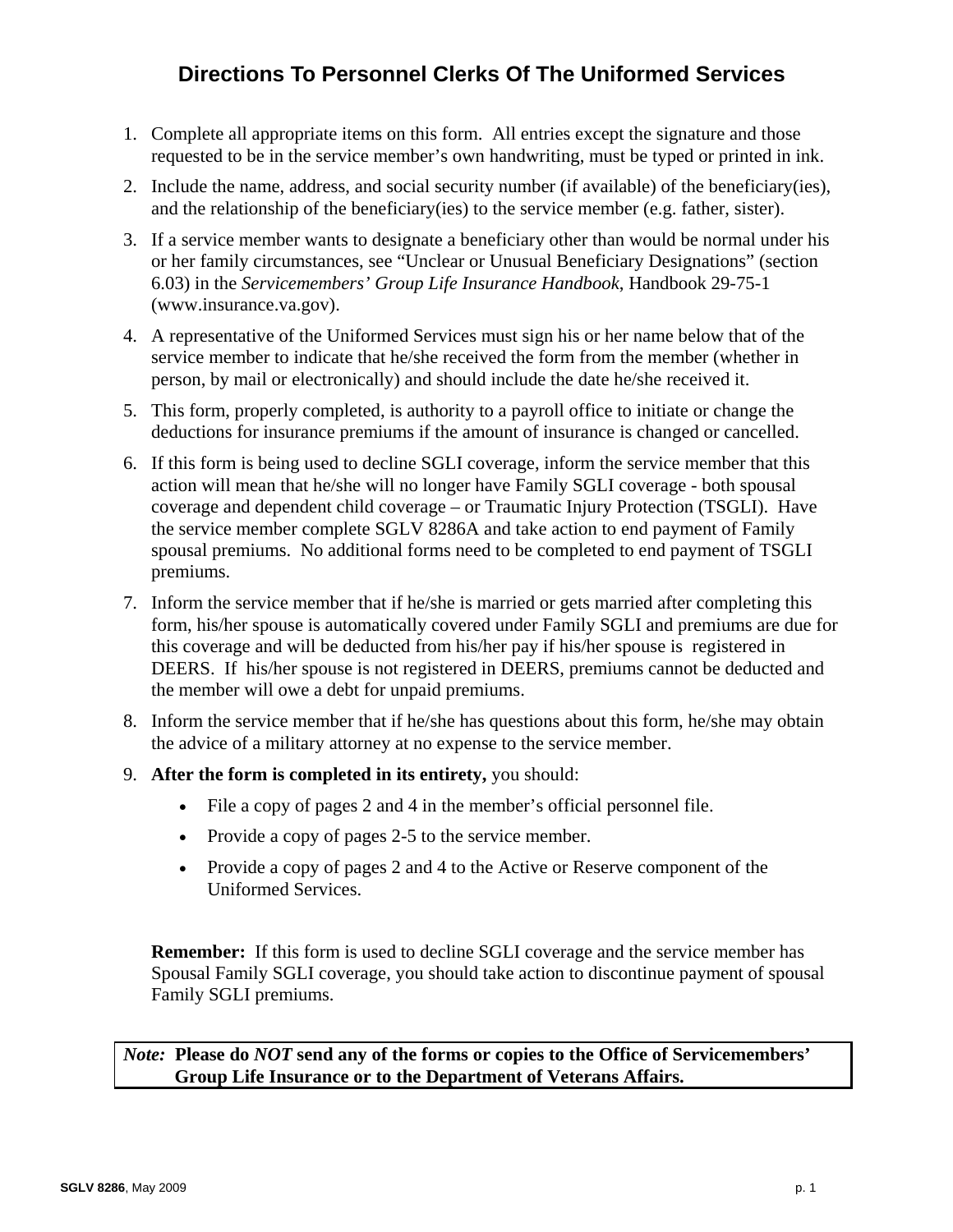# Directions To Personnel Clerks Of The Uniformed Services

1. Complete all appropriate items on this form. All entries except the signature and those requested to be in the service member's own handwriting, must be typed or printed in ink.
2. Include the name, address, and social security number (if available) of the beneficiary(ies), and the relationship of the beneficiary(ies) to the service member (e.g. father, sister).
3. If a service member wants to designate a beneficiary other than would be normal under his or her family circumstances, see "Unclear or Unusual Beneficiary Designations" (section 6.03) in the *Servicemembers' Group Life Insurance Handbook*, Handbook 29-75-1 (www.insurance.va.gov).
4. A representative of the Uniformed Services must sign his or her name below that of the service member to indicate that he/she received the form from the member (whether in person, by mail or electronically) and should include the date he/she received it.
5. This form, properly completed, is authority to a payroll office to initiate or change the deductions for insurance premiums if the amount of insurance is changed or cancelled.
6. If this form is being used to decline SGLI coverage, inform the service member that this action will mean that he/she will no longer have Family SGLI coverage - both spousal coverage and dependent child coverage – or Traumatic Injury Protection (TSGLI). Have the service member complete SGLV 8286A and take action to end payment of Family spousal premiums. No additional forms need to be completed to end payment of TSGLI premiums.
7. Inform the service member that if he/she is married or gets married after completing this form, his/her spouse is automatically covered under Family SGLI and premiums are due for this coverage and will be deducted from his/her pay if his/her spouse is registered in DEERS. If his/her spouse is not registered in DEERS, premiums cannot be deducted and the member will owe a debt for unpaid premiums.
8. Inform the service member that if he/she has questions about this form, he/she may obtain the advice of a military attorney at no expense to the service member.
9. **After the form is completed in its entirety,** you should:
   - File a copy of pages 2 and 4 in the member's official personnel file.
   - Provide a copy of pages 2-5 to the service member.
   - Provide a copy of pages 2 and 4 to the Active or Reserve component of the Uniformed Services.

**Remember:** If this form is used to decline SGLI coverage and the service member has Spousal Family SGLI coverage, you should take action to discontinue payment of spousal Family SGLI premiums.

*Note:* **Please do *NOT* send any of the forms or copies to the Office of Servicemembers' Group Life Insurance or to the Department of Veterans Affairs.**

**SGLV 8286**, May 2009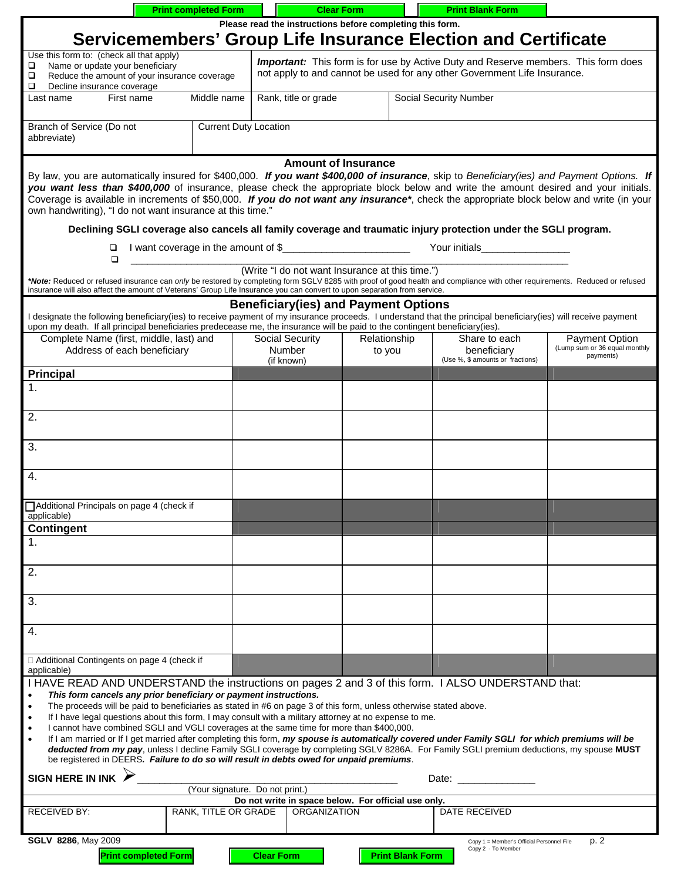Print completed Form | Clear Form | Print Blank Form

Please read the instructions before completing this form.

# Servicemembers' Group Life Insurance Election and Certificate

Use this form to: (check all that apply)
- ❑ Name or update your beneficiary
- ❑ Reduce the amount of your insurance coverage
- ❑ Decline insurance coverage

***Important:*** This form is for use by Active Duty and Reserve members. This form does not apply to and cannot be used for any other Government Life Insurance.

| Last name First name Middle name | Rank, title or grade | Social Security Number |
|---|---|---|
| | | |

| Branch of Service (Do not abbreviate) | Current Duty Location |
|---|---|
| | |

## Amount of Insurance

By law, you are automatically insured for $400,000. ***If you want $400,000 of insurance***, skip to *Beneficiary(ies) and Payment Options.* ***If you want less than $400,000*** of insurance, please check the appropriate block below and write the amount desired and your initials. Coverage is available in increments of $50,000. ***If you do not want any insurance****, check the appropriate block below and write (in your own handwriting), "I do not want insurance at this time."

**Declining SGLI coverage also cancels all family coverage and traumatic injury protection under the SGLI program.**

❑ I want coverage in the amount of $______________________ Your initials_______________

❑ ________________________________________________________________________
(Write "I do not want Insurance at this time.")

****Note:*** Reduced or refused insurance can *only* be restored by completing form SGLV 8285 with proof of good health and compliance with other requirements. Reduced or refused insurance will also affect the amount of Veterans' Group Life Insurance you can convert to upon separation from service.

## Beneficiary(ies) and Payment Options

I designate the following beneficiary(ies) to receive payment of my insurance proceeds. I understand that the principal beneficiary(ies) will receive payment upon my death. If all principal beneficiaries predecease me, the insurance will be paid to the contingent beneficiary(ies).

| Complete Name (first, middle, last) and Address of each beneficiary | Social Security Number (if known) | Relationship to you | Share to each beneficiary (Use %, $ amounts or fractions) | Payment Option (Lump sum or 36 equal monthly payments) |
|---|---|---|---|---|
| **Principal** | | | | |
| 1. | | | | |
| 2. | | | | |
| 3. | | | | |
| 4. | | | | |
| ☐ Additional Principals on page 4 (check if applicable) | | | | |
| **Contingent** | | | | |
| 1. | | | | |
| 2. | | | | |
| 3. | | | | |
| 4. | | | | |
| ☐ Additional Contingents on page 4 (check if applicable) | | | | |

I HAVE READ AND UNDERSTAND the instructions on pages 2 and 3 of this form. I ALSO UNDERSTAND that:

- ***This form cancels any prior beneficiary or payment instructions.***
- The proceeds will be paid to beneficiaries as stated in #6 on page 3 of this form, unless otherwise stated above.
- If I have legal questions about this form, I may consult with a military attorney at no expense to me.
- I cannot have combined SGLI and VGLI coverages at the same time for more than $400,000.
- If I am married or If I get married after completing this form, ***my spouse is automatically covered under Family SGLI for which premiums will be deducted from my pay***, unless I decline Family SGLI coverage by completing SGLV 8286A. For Family SGLI premium deductions, my spouse **MUST** be registered in DEERS***. Failure to do so will result in debts owed for unpaid premiums***.

**SIGN HERE IN INK** ➢ ________________________________________ Date: _____________
(Your signature. Do not print.)

**Do not write in space below. For official use only.**

| RECEIVED BY: | RANK, TITLE OR GRADE | ORGANIZATION | DATE RECEIVED |
|---|---|---|---|
| | | | |

**SGLV 8286**, May 2009

Copy 1 = Member's Official Personnel File
Copy 2 - To Member

Print completed Form | Clear Form | Print Blank Form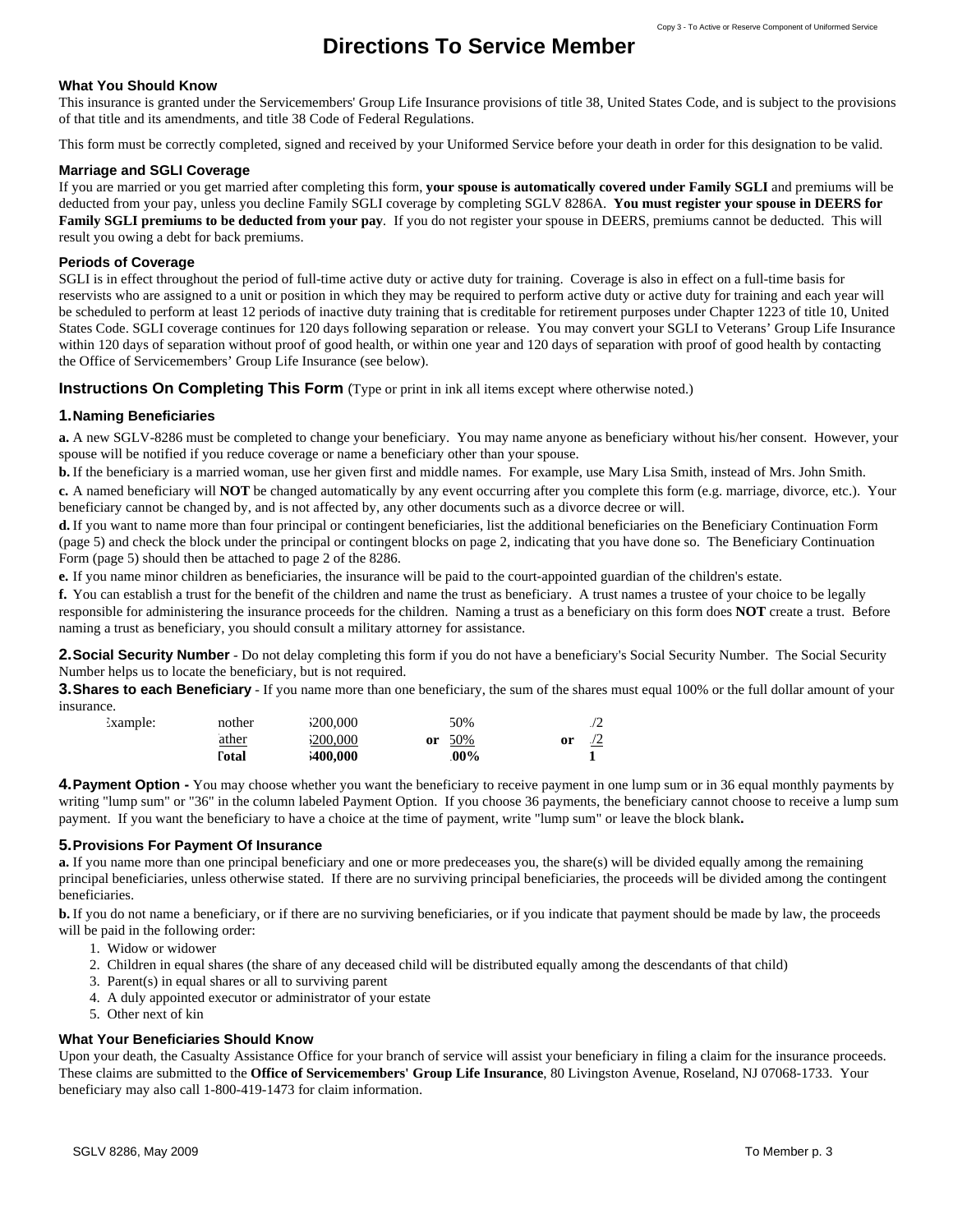# Directions To Service Member

### What You Should Know

This insurance is granted under the Servicemembers' Group Life Insurance provisions of title 38, United States Code, and is subject to the provisions of that title and its amendments, and title 38 Code of Federal Regulations.

This form must be correctly completed, signed and received by your Uniformed Service before your death in order for this designation to be valid.

### Marriage and SGLI Coverage

If you are married or you get married after completing this form, **your spouse is automatically covered under Family SGLI** and premiums will be deducted from your pay, unless you decline Family SGLI coverage by completing SGLV 8286A. **You must register your spouse in DEERS for Family SGLI premiums to be deducted from your pay**. If you do not register your spouse in DEERS, premiums cannot be deducted. This will result you owing a debt for back premiums.

### Periods of Coverage

SGLI is in effect throughout the period of full-time active duty or active duty for training. Coverage is also in effect on a full-time basis for reservists who are assigned to a unit or position in which they may be required to perform active duty or active duty for training and each year will be scheduled to perform at least 12 periods of inactive duty training that is creditable for retirement purposes under Chapter 1223 of title 10, United States Code. SGLI coverage continues for 120 days following separation or release. You may convert your SGLI to Veterans' Group Life Insurance within 120 days of separation without proof of good health, or within one year and 120 days of separation with proof of good health by contacting the Office of Servicemembers' Group Life Insurance (see below).

## Instructions On Completing This Form (Type or print in ink all items except where otherwise noted.)

### 1. Naming Beneficiaries

**a.** A new SGLV-8286 must be completed to change your beneficiary. You may name anyone as beneficiary without his/her consent. However, your spouse will be notified if you reduce coverage or name a beneficiary other than your spouse.

**b.** If the beneficiary is a married woman, use her given first and middle names. For example, use Mary Lisa Smith, instead of Mrs. John Smith.

**c.** A named beneficiary will **NOT** be changed automatically by any event occurring after you complete this form (e.g. marriage, divorce, etc.). Your beneficiary cannot be changed by, and is not affected by, any other documents such as a divorce decree or will.

**d.** If you want to name more than four principal or contingent beneficiaries, list the additional beneficiaries on the Beneficiary Continuation Form (page 5) and check the block under the principal or contingent blocks on page 2, indicating that you have done so. The Beneficiary Continuation Form (page 5) should then be attached to page 2 of the 8286.

**e.** If you name minor children as beneficiaries, the insurance will be paid to the court-appointed guardian of the children's estate.

**f.** You can establish a trust for the benefit of the children and name the trust as beneficiary. A trust names a trustee of your choice to be legally responsible for administering the insurance proceeds for the children. Naming a trust as a beneficiary on this form does **NOT** create a trust. Before naming a trust as beneficiary, you should consult a military attorney for assistance.

**2. Social Security Number** - Do not delay completing this form if you do not have a beneficiary's Social Security Number. The Social Security Number helps us to locate the beneficiary, but is not required.

**3. Shares to each Beneficiary** - If you name more than one beneficiary, the sum of the shares must equal 100% or the full dollar amount of your insurance.

| Example: | Mother | $200,000 | | 50% | | 1/2 |
|---|---|---|---|---|---|---|
| | Father | $200,000 | or | 50% | or | 1/2 |
| | **Total** | **$400,000** | | **100%** | | **1** |

**4. Payment Option -** You may choose whether you want the beneficiary to receive payment in one lump sum or in 36 equal monthly payments by writing "lump sum" or "36" in the column labeled Payment Option. If you choose 36 payments, the beneficiary cannot choose to receive a lump sum payment. If you want the beneficiary to have a choice at the time of payment, write "lump sum" or leave the block blank**.**

### 5. Provisions For Payment Of Insurance

**a.** If you name more than one principal beneficiary and one or more predeceases you, the share(s) will be divided equally among the remaining principal beneficiaries, unless otherwise stated. If there are no surviving principal beneficiaries, the proceeds will be divided among the contingent beneficiaries.

**b.** If you do not name a beneficiary, or if there are no surviving beneficiaries, or if you indicate that payment should be made by law, the proceeds will be paid in the following order:

1. Widow or widower
2. Children in equal shares (the share of any deceased child will be distributed equally among the descendants of that child)
3. Parent(s) in equal shares or all to surviving parent
4. A duly appointed executor or administrator of your estate
5. Other next of kin

### What Your Beneficiaries Should Know

Upon your death, the Casualty Assistance Office for your branch of service will assist your beneficiary in filing a claim for the insurance proceeds. These claims are submitted to the **Office of Servicemembers' Group Life Insurance**, 80 Livingston Avenue, Roseland, NJ 07068-1733. Your beneficiary may also call 1-800-419-1473 for claim information.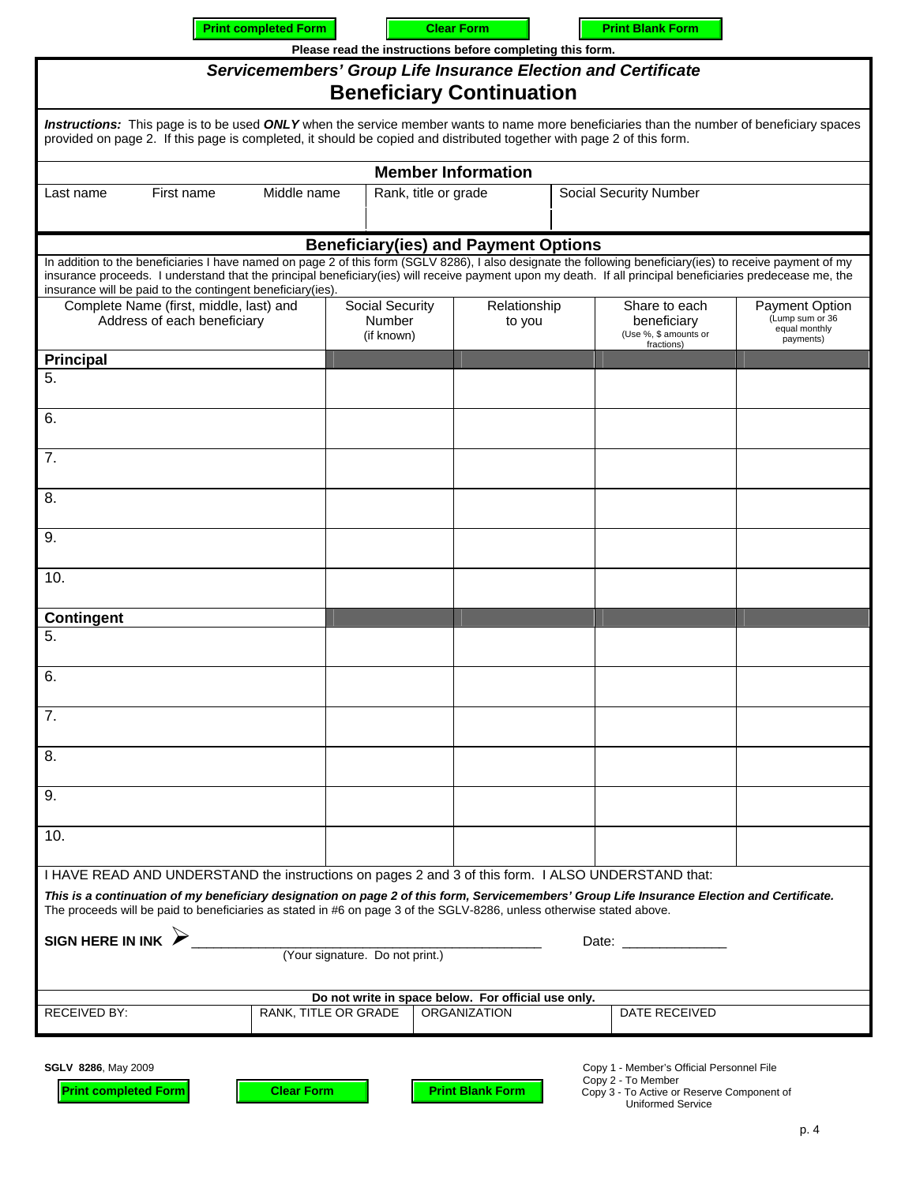Print completed Form | Clear Form | Print Blank Form

**Please read the instructions before completing this form.**

## *Servicemembers' Group Life Insurance Election and Certificate*
# Beneficiary Continuation

***Instructions:*** This page is to be used ***ONLY*** when the service member wants to name more beneficiaries than the number of beneficiary spaces provided on page 2. If this page is completed, it should be copied and distributed together with page 2 of this form.

### Member Information

| Last name | First name | Middle name | Rank, title or grade | Social Security Number |
|---|---|---|---|---|
| | | | | |

### Beneficiary(ies) and Payment Options

In addition to the beneficiaries I have named on page 2 of this form (SGLV 8286), I also designate the following beneficiary(ies) to receive payment of my insurance proceeds. I understand that the principal beneficiary(ies) will receive payment upon my death. If all principal beneficiaries predecease me, the insurance will be paid to the contingent beneficiary(ies).

| Complete Name (first, middle, last) and Address of each beneficiary | Social Security Number (if known) | Relationship to you | Share to each beneficiary (Use %, $ amounts or fractions) | Payment Option (Lump sum or 36 equal monthly payments) |
|---|---|---|---|---|
| **Principal** | | | | |
| 5. | | | | |
| 6. | | | | |
| 7. | | | | |
| 8. | | | | |
| 9. | | | | |
| 10. | | | | |
| **Contingent** | | | | |
| 5. | | | | |
| 6. | | | | |
| 7. | | | | |
| 8. | | | | |
| 9. | | | | |
| 10. | | | | |

I HAVE READ AND UNDERSTAND the instructions on pages 2 and 3 of this form. I ALSO UNDERSTAND that:

***This is a continuation of my beneficiary designation on page 2 of this form, Servicemembers' Group Life Insurance Election and Certificate.*** The proceeds will be paid to beneficiaries as stated in #6 on page 3 of the SGLV-8286, unless otherwise stated above.

**SIGN HERE IN INK** ➢ ______________________________________________ Date: _____________

(Your signature. Do not print.)

**Do not write in space below. For official use only.**

| RECEIVED BY: | RANK, TITLE OR GRADE | ORGANIZATION | DATE RECEIVED |
|---|---|---|---|
| | | | |

**SGLV 8286**, May 2009

Print completed Form | Clear Form | Print Blank Form

Copy 1 - Member's Official Personnel File
Copy 2 - To Member
Copy 3 - To Active or Reserve Component of Uniformed Service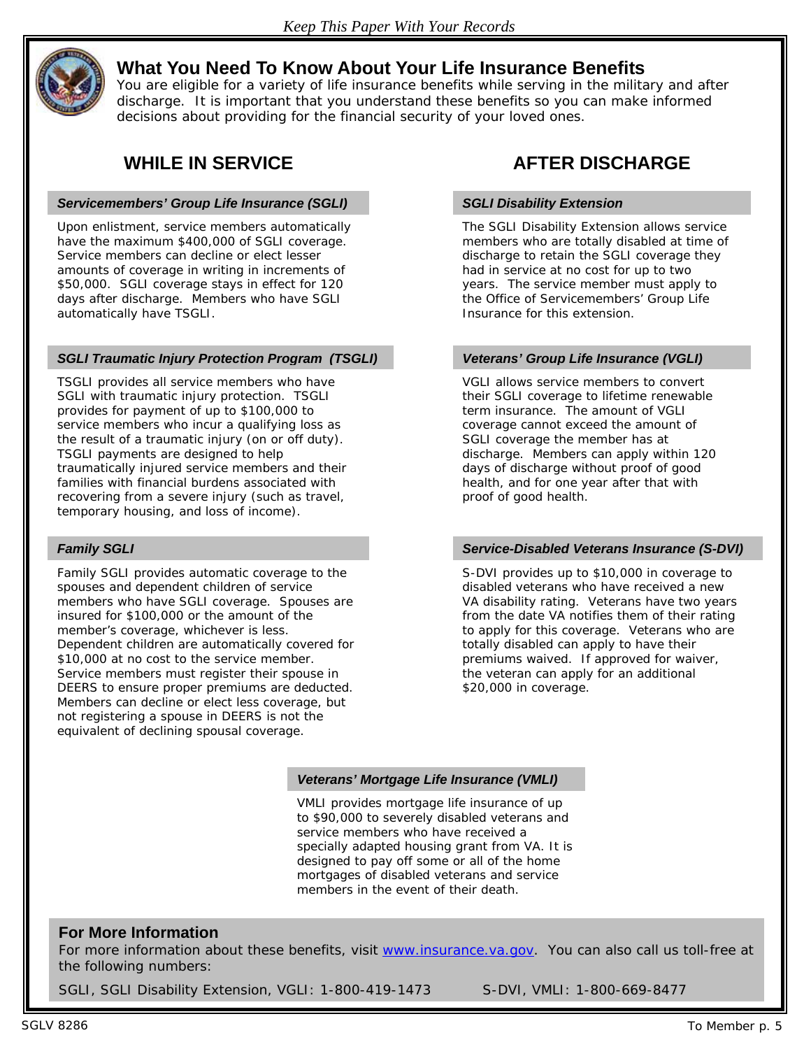Keep This Paper With Your Records

# What You Need To Know About Your Life Insurance Benefits

You are eligible for a variety of life insurance benefits while serving in the military and after discharge. It is important that you understand these benefits so you can make informed decisions about providing for the financial security of your loved ones.

## WHILE IN SERVICE

### *Servicemembers' Group Life Insurance (SGLI)*

Upon enlistment, service members automatically have the maximum $400,000 of SGLI coverage. Service members can decline or elect lesser amounts of coverage in writing in increments of $50,000. SGLI coverage stays in effect for 120 days after discharge. Members who have SGLI automatically have TSGLI.

### *SGLI Traumatic Injury Protection Program (TSGLI)*

TSGLI provides all service members who have SGLI with traumatic injury protection. TSGLI provides for payment of up to $100,000 to service members who incur a qualifying loss as the result of a traumatic injury (on or off duty). TSGLI payments are designed to help traumatically injured service members and their families with financial burdens associated with recovering from a severe injury (such as travel, temporary housing, and loss of income).

### *Family SGLI*

Family SGLI provides automatic coverage to the spouses and dependent children of service members who have SGLI coverage. Spouses are insured for $100,000 or the amount of the member's coverage, whichever is less. Dependent children are automatically covered for $10,000 at no cost to the service member. Service members must register their spouse in DEERS to ensure proper premiums are deducted. Members can decline or elect less coverage, but not registering a spouse in DEERS is not the equivalent of declining spousal coverage.

## AFTER DISCHARGE

### *SGLI Disability Extension*

The SGLI Disability Extension allows service members who are totally disabled at time of discharge to retain the SGLI coverage they had in service at no cost for up to two years. The service member must apply to the Office of Servicemembers' Group Life Insurance for this extension.

### *Veterans' Group Life Insurance (VGLI)*

VGLI allows service members to convert their SGLI coverage to lifetime renewable term insurance. The amount of VGLI coverage cannot exceed the amount of SGLI coverage the member has at discharge. Members can apply within 120 days of discharge without proof of good health, and for one year after that with proof of good health.

### *Service-Disabled Veterans Insurance (S-DVI)*

S-DVI provides up to $10,000 in coverage to disabled veterans who have received a new VA disability rating. Veterans have two years from the date VA notifies them of their rating to apply for this coverage. Veterans who are totally disabled can apply to have their premiums waived. If approved for waiver, the veteran can apply for an additional $20,000 in coverage.

### *Veterans' Mortgage Life Insurance (VMLI)*

VMLI provides mortgage life insurance of up to $90,000 to severely disabled veterans and service members who have received a specially adapted housing grant from VA. It is designed to pay off some or all of the home mortgages of disabled veterans and service members in the event of their death.

## For More Information

For more information about these benefits, visit www.insurance.va.gov. You can also call us toll-free at the following numbers:

SGLI, SGLI Disability Extension, VGLI: 1-800-419-1473

S-DVI, VMLI: 1-800-669-8477

SGLV 8286